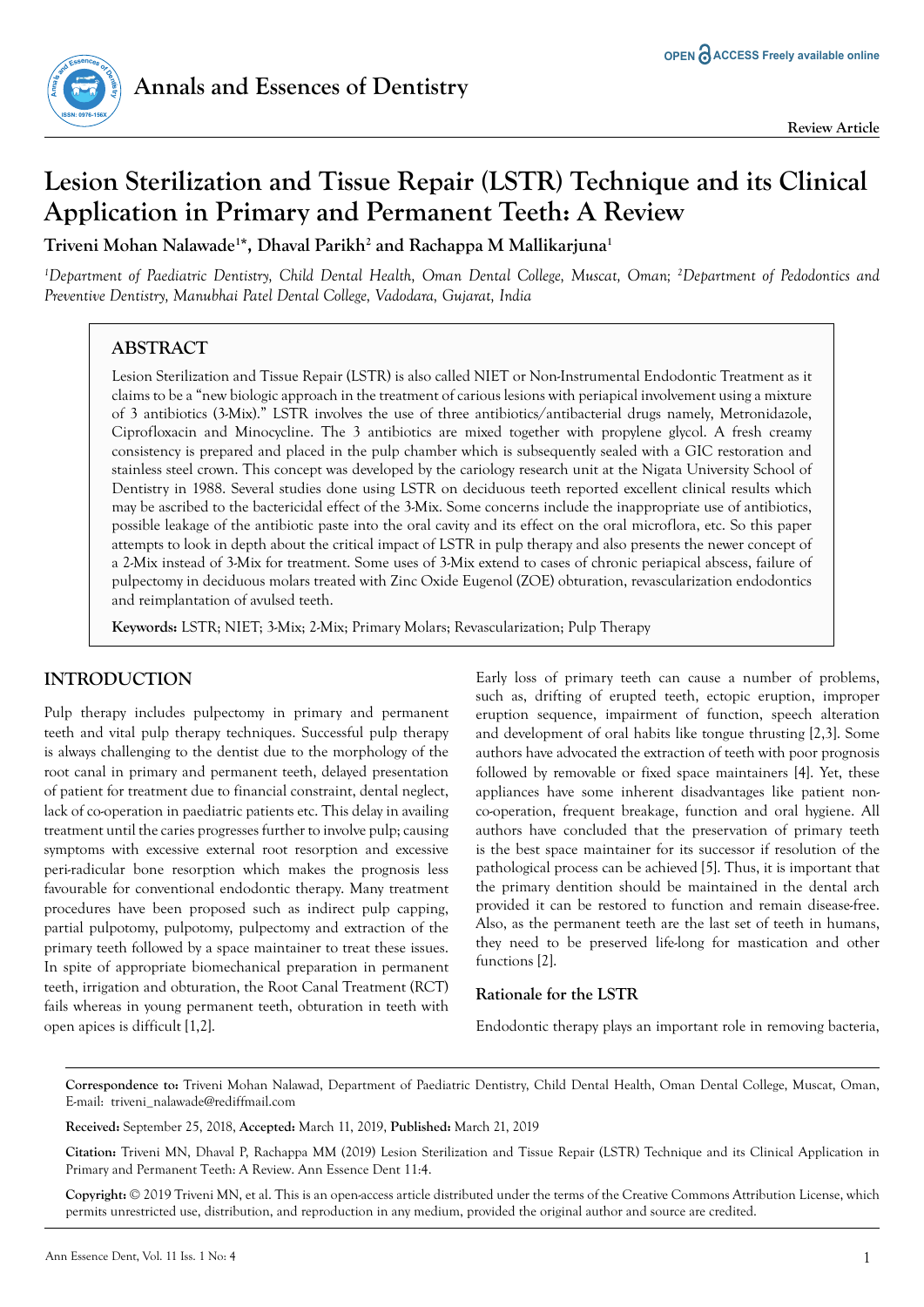# Lesion Sterilization and Tissue Repair (LSTR) Technique and its Clinical Application in Primary and Permanent Teeth: A Review

**Triveni Mohan Nalawade[1]*, Dhaval Parikh[2] and Rachappa M Mallikarjuna[1]**

*[1]Department of Paediatric Dentistry, Child Dental Health, Oman Dental College, Muscat, Oman; [2]Department of Pedodontics and Preventive Dentistry, Manubhai Patel Dental College, Vadodara, Gujarat, India*

## ABSTRACT

Lesion Sterilization and Tissue Repair (LSTR) is also called NIET or Non-Instrumental Endodontic Treatment as it claims to be a "new biologic approach in the treatment of carious lesions with periapical involvement using a mixture of 3 antibiotics (3-Mix)." LSTR involves the use of three antibiotics/antibacterial drugs namely, Metronidazole, Ciprofloxacin and Minocycline. The 3 antibiotics are mixed together with propylene glycol. A fresh creamy consistency is prepared and placed in the pulp chamber which is subsequently sealed with a GIC restoration and stainless steel crown. This concept was developed by the cariology research unit at the Nigata University School of Dentistry in 1988. Several studies done using LSTR on deciduous teeth reported excellent clinical results which may be ascribed to the bactericidal effect of the 3-Mix. Some concerns include the inappropriate use of antibiotics, possible leakage of the antibiotic paste into the oral cavity and its effect on the oral microflora, etc. So this paper attempts to look in depth about the critical impact of LSTR in pulp therapy and also presents the newer concept of a 2-Mix instead of 3-Mix for treatment. Some uses of 3-Mix extend to cases of chronic periapical abscess, failure of pulpectomy in deciduous molars treated with Zinc Oxide Eugenol (ZOE) obturation, revascularization endodontics and reimplantation of avulsed teeth.

**Keywords:** LSTR; NIET; 3-Mix; 2-Mix; Primary Molars; Revascularization; Pulp Therapy

## INTRODUCTION

Pulp therapy includes pulpectomy in primary and permanent teeth and vital pulp therapy techniques. Successful pulp therapy is always challenging to the dentist due to the morphology of the root canal in primary and permanent teeth, delayed presentation of patient for treatment due to financial constraint, dental neglect, lack of co-operation in paediatric patients etc. This delay in availing treatment until the caries progresses further to involve pulp; causing symptoms with excessive external root resorption and excessive peri-radicular bone resorption which makes the prognosis less favourable for conventional endodontic therapy. Many treatment procedures have been proposed such as indirect pulp capping, partial pulpotomy, pulpotomy, pulpectomy and extraction of the primary teeth followed by a space maintainer to treat these issues. In spite of appropriate biomechanical preparation in permanent teeth, irrigation and obturation, the Root Canal Treatment (RCT) fails whereas in young permanent teeth, obturation in teeth with open apices is difficult [1,2].

Early loss of primary teeth can cause a number of problems, such as, drifting of erupted teeth, ectopic eruption, improper eruption sequence, impairment of function, speech alteration and development of oral habits like tongue thrusting [2,3]. Some authors have advocated the extraction of teeth with poor prognosis followed by removable or fixed space maintainers [4]. Yet, these appliances have some inherent disadvantages like patient non-co-operation, frequent breakage, function and oral hygiene. All authors have concluded that the preservation of primary teeth is the best space maintainer for its successor if resolution of the pathological process can be achieved [5]. Thus, it is important that the primary dentition should be maintained in the dental arch provided it can be restored to function and remain disease-free. Also, as the permanent teeth are the last set of teeth in humans, they need to be preserved life-long for mastication and other functions [2].

### Rationale for the LSTR

Endodontic therapy plays an important role in removing bacteria,

---

**Correspondence to:** Triveni Mohan Nalawad, Department of Paediatric Dentistry, Child Dental Health, Oman Dental College, Muscat, Oman, E-mail: triveni_nalawade@rediffmail.com

**Received:** September 25, 2018, **Accepted:** March 11, 2019, **Published:** March 21, 2019

**Citation:** Triveni MN, Dhaval P, Rachappa MM (2019) Lesion Sterilization and Tissue Repair (LSTR) Technique and its Clinical Application in Primary and Permanent Teeth: A Review. Ann Essence Dent 11:4.

**Copyright:** © 2019 Triveni MN, et al. This is an open-access article distributed under the terms of the Creative Commons Attribution License, which permits unrestricted use, distribution, and reproduction in any medium, provided the original author and source are credited.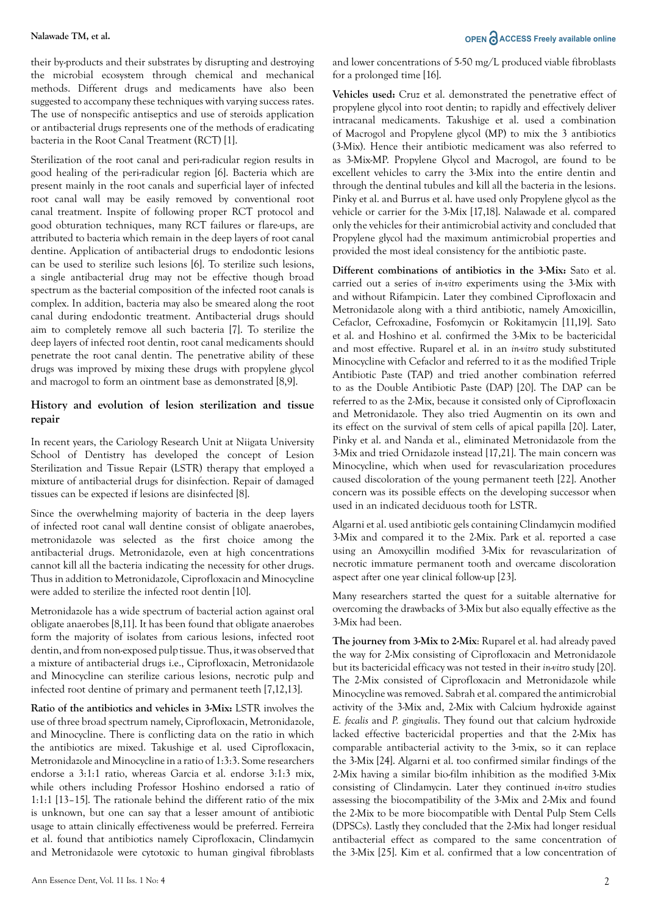their by-products and their substrates by disrupting and destroying the microbial ecosystem through chemical and mechanical methods. Different drugs and medicaments have also been suggested to accompany these techniques with varying success rates. The use of nonspecific antiseptics and use of steroids application or antibacterial drugs represents one of the methods of eradicating bacteria in the Root Canal Treatment (RCT) [1].

Sterilization of the root canal and peri-radicular region results in good healing of the peri-radicular region [6]. Bacteria which are present mainly in the root canals and superficial layer of infected root canal wall may be easily removed by conventional root canal treatment. Inspite of following proper RCT protocol and good obturation techniques, many RCT failures or flare-ups, are attributed to bacteria which remain in the deep layers of root canal dentine. Application of antibacterial drugs to endodontic lesions can be used to sterilize such lesions [6]. To sterilize such lesions, a single antibacterial drug may not be effective though broad spectrum as the bacterial composition of the infected root canals is complex. In addition, bacteria may also be smeared along the root canal during endodontic treatment. Antibacterial drugs should aim to completely remove all such bacteria [7]. To sterilize the deep layers of infected root dentin, root canal medicaments should penetrate the root canal dentine. The penetrative ability of these drugs was improved by mixing these drugs with propylene glycol and macrogol to form an ointment base as demonstrated [8,9].

## History and evolution of lesion sterilization and tissue repair

In recent years, the Cariology Research Unit at Niigata University School of Dentistry has developed the concept of Lesion Sterilization and Tissue Repair (LSTR) therapy that employed a mixture of antibacterial drugs for disinfection. Repair of damaged tissues can be expected if lesions are disinfected [8].

Since the overwhelming majority of bacteria in the deep layers of infected root canal wall dentine consist of obligate anaerobes, metronidazole was selected as the first choice among the antibacterial drugs. Metronidazole, even at high concentrations cannot kill all the bacteria indicating the necessity for other drugs. Thus in addition to Metronidazole, Ciprofloxacin and Minocycline were added to sterilize the infected root dentin [10].

Metronidazole has a wide spectrum of bacterial action against oral obligate anaerobes [8,11]. It has been found that obligate anaerobes form the majority of isolates from carious lesions, infected root dentin, and from non-exposed pulp tissue. Thus, it was observed that a mixture of antibacterial drugs i.e., Ciprofloxacin, Metronidazole and Minocycline can sterilize carious lesions, necrotic pulp and infected root dentine of primary and permanent teeth [7,12,13].

**Ratio of the antibiotics and vehicles in 3-Mix:** LSTR involves the use of three broad spectrum namely, Ciprofloxacin, Metronidazole, and Minocycline. There is conflicting data on the ratio in which the antibiotics are mixed. Takushige et al. used Ciprofloxacin, Metronidazole and Minocycline in a ratio of 1:3:3. Some researchers endorse a 3:1:1 ratio, whereas Garcia et al. endorse 3:1:3 mix, while others including Professor Hoshino endorsed a ratio of 1:1:1 [13–15]. The rationale behind the different ratio of the mix is unknown, but one can say that a lesser amount of antibiotic usage to attain clinically effectiveness would be preferred. Ferreira et al. found that antibiotics namely Ciprofloxacin, Clindamycin and Metronidazole were cytotoxic to human gingival fibroblasts and lower concentrations of 5-50 mg/L produced viable fibroblasts for a prolonged time [16].

**Vehicles used:** Cruz et al. demonstrated the penetrative effect of propylene glycol into root dentin; to rapidly and effectively deliver intracanal medicaments. Takushige et al. used a combination of Macrogol and Propylene glycol (MP) to mix the 3 antibiotics (3-Mix). Hence their antibiotic medicament was also referred to as 3-Mix-MP. Propylene Glycol and Macrogol, are found to be excellent vehicles to carry the 3-Mix into the entire dentin and through the dentinal tubules and kill all the bacteria in the lesions. Pinky et al. and Burrus et al. have used only Propylene glycol as the vehicle or carrier for the 3-Mix [17,18]. Nalawade et al. compared only the vehicles for their antimicrobial activity and concluded that Propylene glycol had the maximum antimicrobial properties and provided the most ideal consistency for the antibiotic paste.

**Different combinations of antibiotics in the 3-Mix:** Sato et al. carried out a series of *in-vitro* experiments using the 3-Mix with and without Rifampicin. Later they combined Ciprofloxacin and Metronidazole along with a third antibiotic, namely Amoxicillin, Cefaclor, Cefroxadine, Fosfomycin or Rokitamycin [11,19]. Sato et al. and Hoshino et al. confirmed the 3-Mix to be bactericidal and most effective. Ruparel et al. in an *in-vitro* study substituted Minocycline with Cefaclor and referred to it as the modified Triple Antibiotic Paste (TAP) and tried another combination referred to as the Double Antibiotic Paste (DAP) [20]. The DAP can be referred to as the 2-Mix, because it consisted only of Ciprofloxacin and Metronidazole. They also tried Augmentin on its own and its effect on the survival of stem cells of apical papilla [20]. Later, Pinky et al. and Nanda et al., eliminated Metronidazole from the 3-Mix and tried Ornidazole instead [17,21]. The main concern was Minocycline, which when used for revascularization procedures caused discoloration of the young permanent teeth [22]. Another concern was its possible effects on the developing successor when used in an indicated deciduous tooth for LSTR.

Algarni et al. used antibiotic gels containing Clindamycin modified 3-Mix and compared it to the 2-Mix. Park et al. reported a case using an Amoxycillin modified 3-Mix for revascularization of necrotic immature permanent tooth and overcame discoloration aspect after one year clinical follow-up [23].

Many researchers started the quest for a suitable alternative for overcoming the drawbacks of 3-Mix but also equally effective as the 3-Mix had been.

**The journey from 3-Mix to 2-Mix**: Ruparel et al. had already paved the way for 2-Mix consisting of Ciprofloxacin and Metronidazole but its bactericidal efficacy was not tested in their *in-vitro* study [20]. The 2-Mix consisted of Ciprofloxacin and Metronidazole while Minocycline was removed. Sabrah et al. compared the antimicrobial activity of the 3-Mix and, 2-Mix with Calcium hydroxide against *E. fecalis* and *P. gingivalis*. They found out that calcium hydroxide lacked effective bactericidal properties and that the 2-Mix has comparable antibacterial activity to the 3-mix, so it can replace the 3-Mix [24]. Algarni et al. too confirmed similar findings of the 2-Mix having a similar bio-film inhibition as the modified 3-Mix consisting of Clindamycin. Later they continued *in-vitro* studies assessing the biocompatibility of the 3-Mix and 2-Mix and found the 2-Mix to be more biocompatible with Dental Pulp Stem Cells (DPSCs). Lastly they concluded that the 2-Mix had longer residual antibacterial effect as compared to the same concentration of the 3-Mix [25]. Kim et al. confirmed that a low concentration of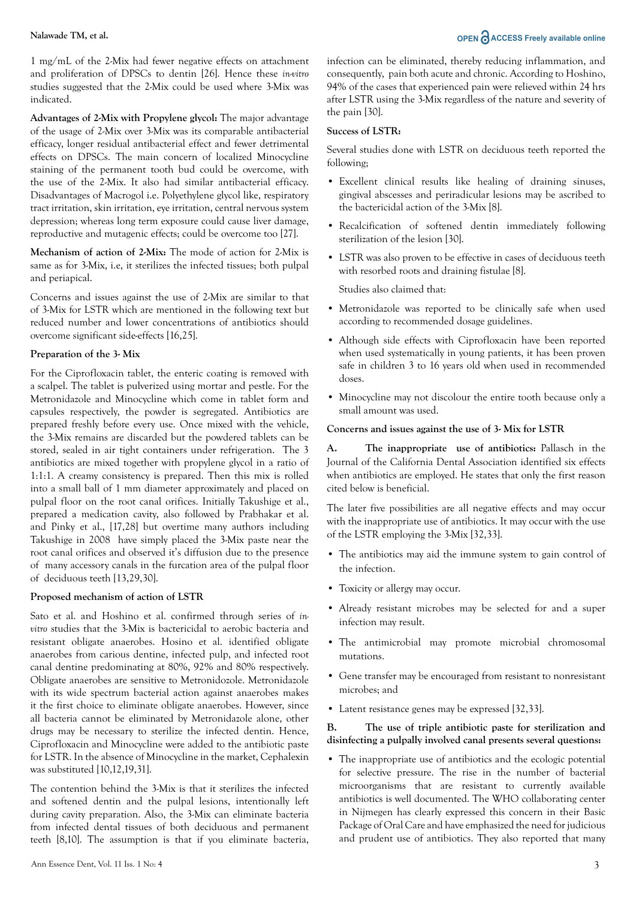1 mg/mL of the 2-Mix had fewer negative effects on attachment and proliferation of DPSCs to dentin [26]. Hence these *in-vitro* studies suggested that the 2-Mix could be used where 3-Mix was indicated.

**Advantages of 2-Mix with Propylene glycol:** The major advantage of the usage of 2-Mix over 3-Mix was its comparable antibacterial efficacy, longer residual antibacterial effect and fewer detrimental effects on DPSCs. The main concern of localized Minocycline staining of the permanent tooth bud could be overcome, with the use of the 2-Mix. It also had similar antibacterial efficacy. Disadvantages of Macrogol i.e. Polyethylene glycol like, respiratory tract irritation, skin irritation, eye irritation, central nervous system depression; whereas long term exposure could cause liver damage, reproductive and mutagenic effects; could be overcome too [27].

**Mechanism of action of 2-Mix:** The mode of action for 2-Mix is same as for 3-Mix, i.e, it sterilizes the infected tissues; both pulpal and periapical.

Concerns and issues against the use of 2-Mix are similar to that of 3-Mix for LSTR which are mentioned in the following text but reduced number and lower concentrations of antibiotics should overcome significant side-effects [16,25].

**Preparation of the 3- Mix**

For the Ciprofloxacin tablet, the enteric coating is removed with a scalpel. The tablet is pulverized using mortar and pestle. For the Metronidazole and Minocycline which come in tablet form and capsules respectively, the powder is segregated. Antibiotics are prepared freshly before every use. Once mixed with the vehicle, the 3-Mix remains are discarded but the powdered tablets can be stored, sealed in air tight containers under refrigeration. The 3 antibiotics are mixed together with propylene glycol in a ratio of 1:1:1. A creamy consistency is prepared. Then this mix is rolled into a small ball of 1 mm diameter approximately and placed on pulpal floor on the root canal orifices. Initially Takushige et al., prepared a medication cavity, also followed by Prabhakar et al. and Pinky et al., [17,28] but overtime many authors including Takushige in 2008 have simply placed the 3-Mix paste near the root canal orifices and observed it's diffusion due to the presence of many accessory canals in the furcation area of the pulpal floor of deciduous teeth [13,29,30].

**Proposed mechanism of action of LSTR**

Sato et al. and Hoshino et al. confirmed through series of *in-vitro* studies that the 3-Mix is bactericidal to aerobic bacteria and resistant obligate anaerobes. Hosino et al. identified obligate anaerobes from carious dentine, infected pulp, and infected root canal dentine predominating at 80%, 92% and 80% respectively. Obligate anaerobes are sensitive to Metronidozole. Metronidazole with its wide spectrum bacterial action against anaerobes makes it the first choice to eliminate obligate anaerobes. However, since all bacteria cannot be eliminated by Metronidazole alone, other drugs may be necessary to sterilize the infected dentin. Hence, Ciprofloxacin and Minocycline were added to the antibiotic paste for LSTR. In the absence of Minocycline in the market, Cephalexin was substituted [10,12,19,31].

The contention behind the 3-Mix is that it sterilizes the infected and softened dentin and the pulpal lesions, intentionally left during cavity preparation. Also, the 3-Mix can eliminate bacteria from infected dental tissues of both deciduous and permanent teeth [8,10]. The assumption is that if you eliminate bacteria, infection can be eliminated, thereby reducing inflammation, and consequently, pain both acute and chronic. According to Hoshino, 94% of the cases that experienced pain were relieved within 24 hrs after LSTR using the 3-Mix regardless of the nature and severity of the pain [30].

**Success of LSTR:**

Several studies done with LSTR on deciduous teeth reported the following;

- Excellent clinical results like healing of draining sinuses, gingival abscesses and periradicular lesions may be ascribed to the bactericidal action of the 3-Mix [8].
- Recalcification of softened dentin immediately following sterilization of the lesion [30].
- LSTR was also proven to be effective in cases of deciduous teeth with resorbed roots and draining fistulae [8].

  Studies also claimed that:

- Metronidazole was reported to be clinically safe when used according to recommended dosage guidelines.
- Although side effects with Ciprofloxacin have been reported when used systematically in young patients, it has been proven safe in children 3 to 16 years old when used in recommended doses.
- Minocycline may not discolour the entire tooth because only a small amount was used.

**Concerns and issues against the use of 3- Mix for LSTR**

**A. The inappropriate use of antibiotics:** Pallasch in the Journal of the California Dental Association identified six effects when antibiotics are employed. He states that only the first reason cited below is beneficial.

The later five possibilities are all negative effects and may occur with the inappropriate use of antibiotics. It may occur with the use of the LSTR employing the 3-Mix [32,33].

- The antibiotics may aid the immune system to gain control of the infection.
- Toxicity or allergy may occur.
- Already resistant microbes may be selected for and a super infection may result.
- The antimicrobial may promote microbial chromosomal mutations.
- Gene transfer may be encouraged from resistant to nonresistant microbes; and
- Latent resistance genes may be expressed [32,33].

**B. The use of triple antibiotic paste for sterilization and disinfecting a pulpally involved canal presents several questions:**

- The inappropriate use of antibiotics and the ecologic potential for selective pressure. The rise in the number of bacterial microorganisms that are resistant to currently available antibiotics is well documented. The WHO collaborating center in Nijmegen has clearly expressed this concern in their Basic Package of Oral Care and have emphasized the need for judicious and prudent use of antibiotics. They also reported that many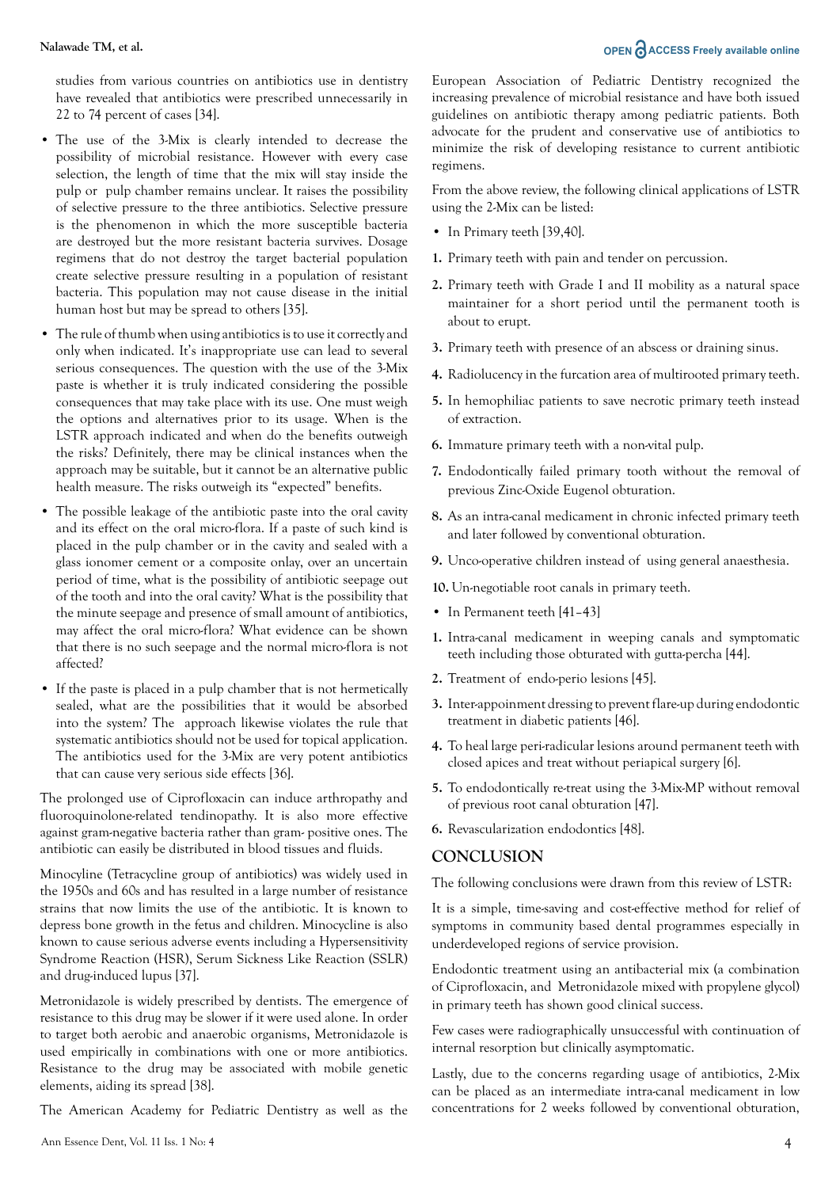studies from various countries on antibiotics use in dentistry have revealed that antibiotics were prescribed unnecessarily in 22 to 74 percent of cases [34].

- The use of the 3-Mix is clearly intended to decrease the possibility of microbial resistance. However with every case selection, the length of time that the mix will stay inside the pulp or pulp chamber remains unclear. It raises the possibility of selective pressure to the three antibiotics. Selective pressure is the phenomenon in which the more susceptible bacteria are destroyed but the more resistant bacteria survives. Dosage regimens that do not destroy the target bacterial population create selective pressure resulting in a population of resistant bacteria. This population may not cause disease in the initial human host but may be spread to others [35].
- The rule of thumb when using antibiotics is to use it correctly and only when indicated. It's inappropriate use can lead to several serious consequences. The question with the use of the 3-Mix paste is whether it is truly indicated considering the possible consequences that may take place with its use. One must weigh the options and alternatives prior to its usage. When is the LSTR approach indicated and when do the benefits outweigh the risks? Definitely, there may be clinical instances when the approach may be suitable, but it cannot be an alternative public health measure. The risks outweigh its "expected" benefits.
- The possible leakage of the antibiotic paste into the oral cavity and its effect on the oral micro-flora. If a paste of such kind is placed in the pulp chamber or in the cavity and sealed with a glass ionomer cement or a composite onlay, over an uncertain period of time, what is the possibility of antibiotic seepage out of the tooth and into the oral cavity? What is the possibility that the minute seepage and presence of small amount of antibiotics, may affect the oral micro-flora? What evidence can be shown that there is no such seepage and the normal micro-flora is not affected?
- If the paste is placed in a pulp chamber that is not hermetically sealed, what are the possibilities that it would be absorbed into the system? The approach likewise violates the rule that systematic antibiotics should not be used for topical application. The antibiotics used for the 3-Mix are very potent antibiotics that can cause very serious side effects [36].

The prolonged use of Ciprofloxacin can induce arthropathy and fluoroquinolone-related tendinopathy. It is also more effective against gram-negative bacteria rather than gram- positive ones. The antibiotic can easily be distributed in blood tissues and fluids.

Minocyline (Tetracycline group of antibiotics) was widely used in the 1950s and 60s and has resulted in a large number of resistance strains that now limits the use of the antibiotic. It is known to depress bone growth in the fetus and children. Minocycline is also known to cause serious adverse events including a Hypersensitivity Syndrome Reaction (HSR), Serum Sickness Like Reaction (SSLR) and drug-induced lupus [37].

Metronidazole is widely prescribed by dentists. The emergence of resistance to this drug may be slower if it were used alone. In order to target both aerobic and anaerobic organisms, Metronidazole is used empirically in combinations with one or more antibiotics. Resistance to the drug may be associated with mobile genetic elements, aiding its spread [38].

The American Academy for Pediatric Dentistry as well as the European Association of Pediatric Dentistry recognized the increasing prevalence of microbial resistance and have both issued guidelines on antibiotic therapy among pediatric patients. Both advocate for the prudent and conservative use of antibiotics to minimize the risk of developing resistance to current antibiotic regimens.

From the above review, the following clinical applications of LSTR using the 2-Mix can be listed:

- In Primary teeth [39,40].

1. Primary teeth with pain and tender on percussion.
2. Primary teeth with Grade I and II mobility as a natural space maintainer for a short period until the permanent tooth is about to erupt.
3. Primary teeth with presence of an abscess or draining sinus.
4. Radiolucency in the furcation area of multirooted primary teeth.
5. In hemophiliac patients to save necrotic primary teeth instead of extraction.
6. Immature primary teeth with a non-vital pulp.
7. Endodontically failed primary tooth without the removal of previous Zinc-Oxide Eugenol obturation.
8. As an intra-canal medicament in chronic infected primary teeth and later followed by conventional obturation.
9. Unco-operative children instead of using general anaesthesia.
10. Un-negotiable root canals in primary teeth.

- In Permanent teeth [41–43]

1. Intra-canal medicament in weeping canals and symptomatic teeth including those obturated with gutta-percha [44].
2. Treatment of endo-perio lesions [45].
3. Inter-appointment dressing to prevent flare-up during endodontic treatment in diabetic patients [46].
4. To heal large peri-radicular lesions around permanent teeth with closed apices and treat without periapical surgery [6].
5. To endodontically re-treat using the 3-Mix-MP without removal of previous root canal obturation [47].
6. Revascularization endodontics [48].

## CONCLUSION

The following conclusions were drawn from this review of LSTR:

It is a simple, time-saving and cost-effective method for relief of symptoms in community based dental programmes especially in underdeveloped regions of service provision.

Endodontic treatment using an antibacterial mix (a combination of Ciprofloxacin, and Metronidazole mixed with propylene glycol) in primary teeth has shown good clinical success.

Few cases were radiographically unsuccessful with continuation of internal resorption but clinically asymptomatic.

Lastly, due to the concerns regarding usage of antibiotics, 2-Mix can be placed as an intermediate intra-canal medicament in low concentrations for 2 weeks followed by conventional obturation,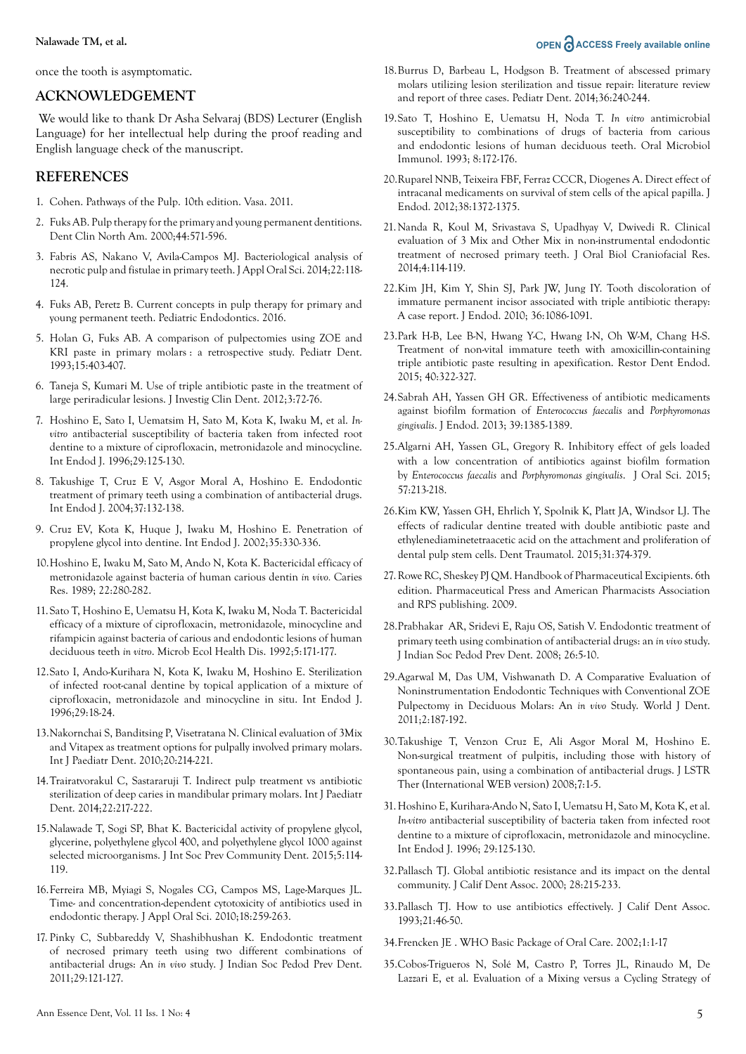once the tooth is asymptomatic.

## ACKNOWLEDGEMENT

We would like to thank Dr Asha Selvaraj (BDS) Lecturer (English Language) for her intellectual help during the proof reading and English language check of the manuscript.

## REFERENCES

1. Cohen. Pathways of the Pulp. 10th edition. Vasa. 2011.
2. Fuks AB. Pulp therapy for the primary and young permanent dentitions. Dent Clin North Am. 2000;44:571-596.
3. Fabris AS, Nakano V, Avila-Campos MJ. Bacteriological analysis of necrotic pulp and fistulae in primary teeth. J Appl Oral Sci. 2014;22:118-124.
4. Fuks AB, Peretz B. Current concepts in pulp therapy for primary and young permanent teeth. Pediatric Endodontics. 2016.
5. Holan G, Fuks AB. A comparison of pulpectomies using ZOE and KRI paste in primary molars : a retrospective study. Pediatr Dent. 1993;15:403-407.
6. Taneja S, Kumari M. Use of triple antibiotic paste in the treatment of large periradicular lesions. J Investig Clin Dent. 2012;3:72-76.
7. Hoshino E, Sato I, Uematsim H, Sato M, Kota K, Iwaku M, et al. *In-vitro* antibacterial susceptibility of bacteria taken from infected root dentine to a mixture of ciprofloxacin, metronidazole and minocycline. Int Endod J. 1996;29:125-130.
8. Takushige T, Cruz E V, Asgor Moral A, Hoshino E. Endodontic treatment of primary teeth using a combination of antibacterial drugs. Int Endod J. 2004;37:132-138.
9. Cruz EV, Kota K, Huque J, Iwaku M, Hoshino E. Penetration of propylene glycol into dentine. Int Endod J. 2002;35:330-336.
10. Hoshino E, Iwaku M, Sato M, Ando N, Kota K. Bactericidal efficacy of metronidazole against bacteria of human carious dentin *in vivo.* Caries Res. 1989; 22:280-282.
11. Sato T, Hoshino E, Uematsu H, Kota K, Iwaku M, Noda T. Bactericidal efficacy of a mixture of ciprofloxacin, metronidazole, minocycline and rifampicin against bacteria of carious and endodontic lesions of human deciduous teeth *in vitro*. Microb Ecol Health Dis. 1992;5:171-177.
12. Sato I, Ando-Kurihara N, Kota K, Iwaku M, Hoshino E. Sterilization of infected root-canal dentine by topical application of a mixture of ciprofloxacin, metronidazole and minocycline in situ. Int Endod J. 1996;29:18-24.
13. Nakornchai S, Banditsing P, Visetratana N. Clinical evaluation of 3Mix and Vitapex as treatment options for pulpally involved primary molars. Int J Paediatr Dent. 2010;20:214-221.
14. Trairatvorakul C, Sastararuji T. Indirect pulp treatment vs antibiotic sterilization of deep caries in mandibular primary molars. Int J Paediatr Dent. 2014;22:217-222.
15. Nalawade T, Sogi SP, Bhat K. Bactericidal activity of propylene glycol, glycerine, polyethylene glycol 400, and polyethylene glycol 1000 against selected microorganisms. J Int Soc Prev Community Dent. 2015;5:114-119.
16. Ferreira MB, Myiagi S, Nogales CG, Campos MS, Lage-Marques JL. Time- and concentration-dependent cytotoxicity of antibiotics used in endodontic therapy. J Appl Oral Sci. 2010;18:259-263.
17. Pinky C, Subbareddy V, Shashibhushan K. Endodontic treatment of necrosed primary teeth using two different combinations of antibacterial drugs: An *in vivo* study. J Indian Soc Pedod Prev Dent. 2011;29:121-127.
18. Burrus D, Barbeau L, Hodgson B. Treatment of abscessed primary molars utilizing lesion sterilization and tissue repair: literature review and report of three cases. Pediatr Dent. 2014;36:240-244.
19. Sato T, Hoshino E, Uematsu H, Noda T. *In vitro* antimicrobial susceptibility to combinations of drugs of bacteria from carious and endodontic lesions of human deciduous teeth. Oral Microbiol Immunol. 1993; 8:172-176.
20. Ruparel NNB, Teixeira FBF, Ferraz CCCR, Diogenes A. Direct effect of intracanal medicaments on survival of stem cells of the apical papilla. J Endod. 2012;38:1372-1375.
21. Nanda R, Koul M, Srivastava S, Upadhyay V, Dwivedi R. Clinical evaluation of 3 Mix and Other Mix in non-instrumental endodontic treatment of necrosed primary teeth. J Oral Biol Craniofacial Res. 2014;4:114-119.
22. Kim JH, Kim Y, Shin SJ, Park JW, Jung IY. Tooth discoloration of immature permanent incisor associated with triple antibiotic therapy: A case report. J Endod. 2010; 36:1086-1091.
23. Park H-B, Lee B-N, Hwang Y-C, Hwang I-N, Oh W-M, Chang H-S. Treatment of non-vital immature teeth with amoxicillin-containing triple antibiotic paste resulting in apexification. Restor Dent Endod. 2015; 40:322-327.
24. Sabrah AH, Yassen GH GR. Effectiveness of antibiotic medicaments against biofilm formation of *Enterococcus faecalis* and *Porphyromonas gingivalis*. J Endod. 2013; 39:1385-1389.
25. Algarni AH, Yassen GL, Gregory R. Inhibitory effect of gels loaded with a low concentration of antibiotics against biofilm formation by *Enterococcus faecalis* and *Porphyromonas gingivalis*. J Oral Sci. 2015; 57:213-218.
26. Kim KW, Yassen GH, Ehrlich Y, Spolnik K, Platt JA, Windsor LJ. The effects of radicular dentine treated with double antibiotic paste and ethylenediaminetetraacetic acid on the attachment and proliferation of dental pulp stem cells. Dent Traumatol. 2015;31:374-379.
27. Rowe RC, Sheskey PJ QM. Handbook of Pharmaceutical Excipients. 6th edition. Pharmaceutical Press and American Pharmacists Association and RPS publishing. 2009.
28. Prabhakar AR, Sridevi E, Raju OS, Satish V. Endodontic treatment of primary teeth using combination of antibacterial drugs: an *in vivo* study. J Indian Soc Pedod Prev Dent. 2008; 26:5-10.
29. Agarwal M, Das UM, Vishwanath D. A Comparative Evaluation of Noninstrumentation Endodontic Techniques with Conventional ZOE Pulpectomy in Deciduous Molars: An *in vivo* Study. World J Dent. 2011;2:187-192.
30. Takushige T, Venzon Cruz E, Ali Asgor Moral M, Hoshino E. Non-surgical treatment of pulpitis, including those with history of spontaneous pain, using a combination of antibacterial drugs. J LSTR Ther (International WEB version) 2008;7:1-5.
31. Hoshino E, Kurihara-Ando N, Sato I, Uematsu H, Sato M, Kota K, et al. *In-vitro* antibacterial susceptibility of bacteria taken from infected root dentine to a mixture of ciprofloxacin, metronidazole and minocycline. Int Endod J. 1996; 29:125-130.
32. Pallasch TJ. Global antibiotic resistance and its impact on the dental community. J Calif Dent Assoc. 2000; 28:215-233.
33. Pallasch TJ. How to use antibiotics effectively. J Calif Dent Assoc. 1993;21:46-50.
34. Frencken JE . WHO Basic Package of Oral Care. 2002;1:1-17
35. Cobos-Trigueros N, Solé M, Castro P, Torres JL, Rinaudo M, De Lazzari E, et al. Evaluation of a Mixing versus a Cycling Strategy of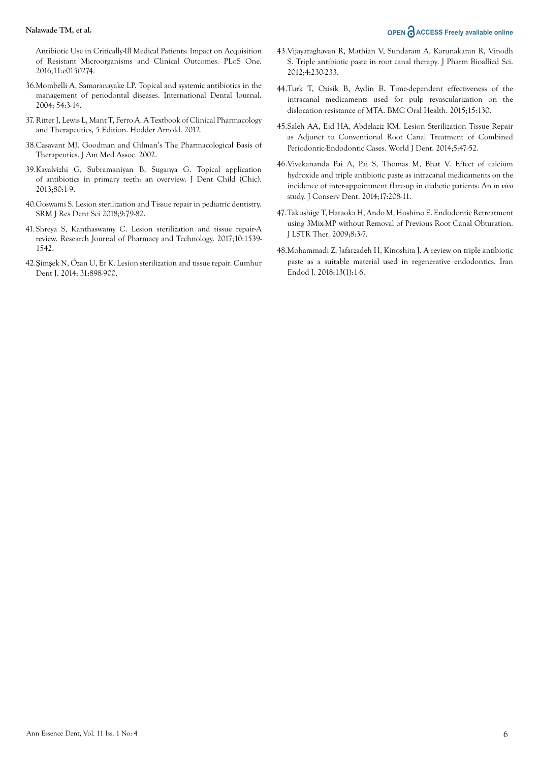Antibiotic Use in Critically-Ill Medical Patients: Impact on Acquisition of Resistant Microorganisms and Clinical Outcomes. PLoS One. 2016;11:e0150274.

36. Mombelli A, Samaranayake LP. Topical and systemic antibiotics in the management of periodontal diseases. International Dental Journal. 2004; 54:3-14.

37. Ritter J, Lewis L, Mant T, Ferro A. A Textbook of Clinical Pharmacology and Therapeutics, 5 Edition. Hodder Arnold. 2012.

38. Casavant MJ. Goodman and Gilman's The Pharmacological Basis of Therapeutics. J Am Med Assoc. 2002.

39. Kayalvizhi G, Subramaniyan B, Suganya G. Topical application of antibiotics in primary teeth: an overview. J Dent Child (Chic). 2013;80:1-9.

40. Goswami S. Lesion sterilization and Tissue repair in pediatric dentistry. SRM J Res Dent Sci 2018;9:79-82.

41. Shreya S, Kanthaswamy C. Lesion sterilization and tissue repair-A review. Research Journal of Pharmacy and Technology. 2017;10:1539-1542.

42. Şimşek N, Özan U, Er K. Lesion sterilization and tissue repair. Cumhur Dent J. 2014; 31:898-900.

43. Vijayaraghavan R, Mathian V, Sundaram A, Karunakaran R, Vinodh S. Triple antibiotic paste in root canal therapy. J Pharm Bioallied Sci. 2012;4:230-233.

44. Turk T, Ozisik B, Aydin B. Time-dependent effectiveness of the intracanal medicaments used for pulp revascularization on the dislocation resistance of MTA. BMC Oral Health. 2015;15:130.

45. Saleh AA, Eid HA, Abdelaziz KM. Lesion Sterilization Tissue Repair as Adjunct to Conventional Root Canal Treatment of Combined Periodontic-Endodontic Cases. World J Dent. 2014;5:47-52.

46. Vivekananda Pai A, Pai S, Thomas M, Bhat V. Effect of calcium hydroxide and triple antibiotic paste as intracanal medicaments on the incidence of inter-appointment flare-up in diabetic patients: An *in vivo* study. J Conserv Dent. 2014;17:208-11.

47. Takushige T, Hataoka H, Ando M, Hoshino E. Endodontic Retreatment using 3Mix-MP without Removal of Previous Root Canal Obturation. J LSTR Ther. 2009;8:3-7.

48. Mohammadi Z, Jafarzadeh H, Kinoshita J. A review on triple antibiotic paste as a suitable material used in regenerative endodontics. Iran Endod J. 2018;13(1):1-6.